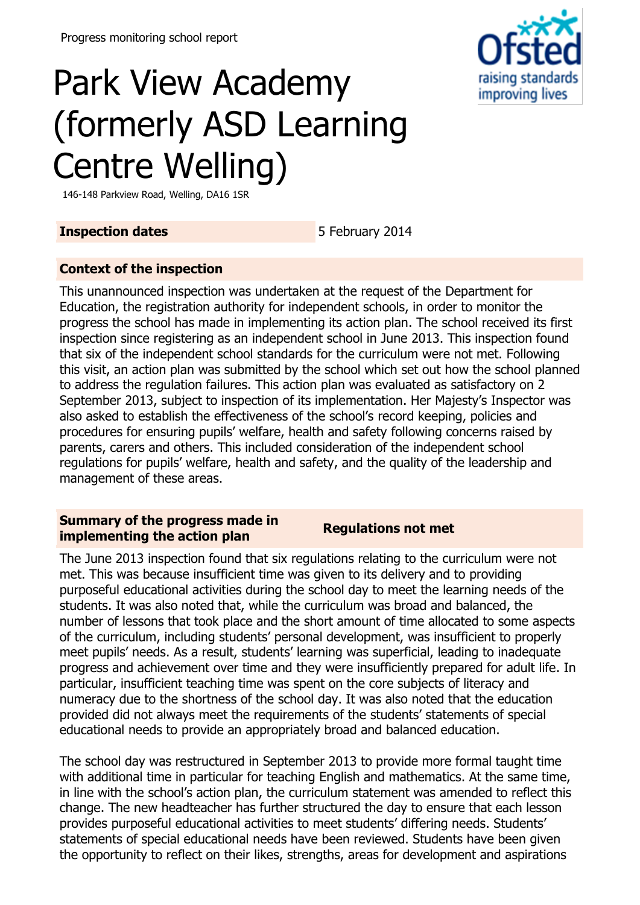Progress monitoring school report

# Park View Academy (formerly ASD Learning Centre Welling)

146-148 Parkview Road, Welling, DA16 1SR

| **Inspection dates** | 5 February 2014 |
| --- | --- |

## Context of the inspection

This unannounced inspection was undertaken at the request of the Department for Education, the registration authority for independent schools, in order to monitor the progress the school has made in implementing its action plan. The school received its first inspection since registering as an independent school in June 2013. This inspection found that six of the independent school standards for the curriculum were not met. Following this visit, an action plan was submitted by the school which set out how the school planned to address the regulation failures. This action plan was evaluated as satisfactory on 2 September 2013, subject to inspection of its implementation. Her Majesty's Inspector was also asked to establish the effectiveness of the school's record keeping, policies and procedures for ensuring pupils' welfare, health and safety following concerns raised by parents, carers and others. This included consideration of the independent school regulations for pupils' welfare, health and safety, and the quality of the leadership and management of these areas.

| **Summary of the progress made in implementing the action plan** | **Regulations not met** |
| --- | --- |

The June 2013 inspection found that six regulations relating to the curriculum were not met. This was because insufficient time was given to its delivery and to providing purposeful educational activities during the school day to meet the learning needs of the students. It was also noted that, while the curriculum was broad and balanced, the number of lessons that took place and the short amount of time allocated to some aspects of the curriculum, including students' personal development, was insufficient to properly meet pupils' needs. As a result, students' learning was superficial, leading to inadequate progress and achievement over time and they were insufficiently prepared for adult life. In particular, insufficient teaching time was spent on the core subjects of literacy and numeracy due to the shortness of the school day. It was also noted that the education provided did not always meet the requirements of the students' statements of special educational needs to provide an appropriately broad and balanced education.

The school day was restructured in September 2013 to provide more formal taught time with additional time in particular for teaching English and mathematics. At the same time, in line with the school's action plan, the curriculum statement was amended to reflect this change. The new headteacher has further structured the day to ensure that each lesson provides purposeful educational activities to meet students' differing needs. Students' statements of special educational needs have been reviewed. Students have been given the opportunity to reflect on their likes, strengths, areas for development and aspirations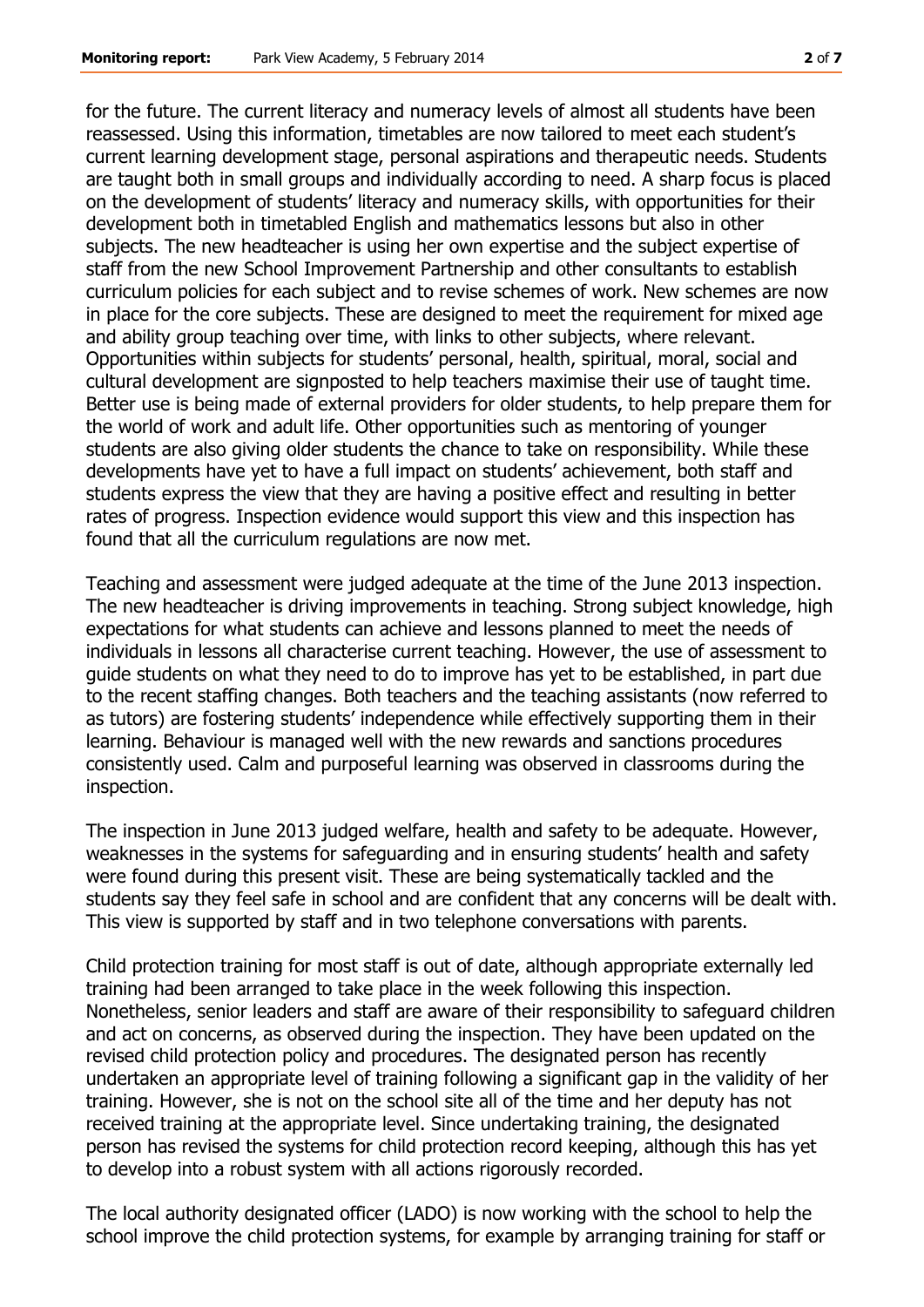for the future. The current literacy and numeracy levels of almost all students have been reassessed. Using this information, timetables are now tailored to meet each student's current learning development stage, personal aspirations and therapeutic needs. Students are taught both in small groups and individually according to need. A sharp focus is placed on the development of students' literacy and numeracy skills, with opportunities for their development both in timetabled English and mathematics lessons but also in other subjects. The new headteacher is using her own expertise and the subject expertise of staff from the new School Improvement Partnership and other consultants to establish curriculum policies for each subject and to revise schemes of work. New schemes are now in place for the core subjects. These are designed to meet the requirement for mixed age and ability group teaching over time, with links to other subjects, where relevant. Opportunities within subjects for students' personal, health, spiritual, moral, social and cultural development are signposted to help teachers maximise their use of taught time. Better use is being made of external providers for older students, to help prepare them for the world of work and adult life. Other opportunities such as mentoring of younger students are also giving older students the chance to take on responsibility. While these developments have yet to have a full impact on students' achievement, both staff and students express the view that they are having a positive effect and resulting in better rates of progress. Inspection evidence would support this view and this inspection has found that all the curriculum regulations are now met.

Teaching and assessment were judged adequate at the time of the June 2013 inspection. The new headteacher is driving improvements in teaching. Strong subject knowledge, high expectations for what students can achieve and lessons planned to meet the needs of individuals in lessons all characterise current teaching. However, the use of assessment to guide students on what they need to do to improve has yet to be established, in part due to the recent staffing changes. Both teachers and the teaching assistants (now referred to as tutors) are fostering students' independence while effectively supporting them in their learning. Behaviour is managed well with the new rewards and sanctions procedures consistently used. Calm and purposeful learning was observed in classrooms during the inspection.

The inspection in June 2013 judged welfare, health and safety to be adequate. However, weaknesses in the systems for safeguarding and in ensuring students' health and safety were found during this present visit. These are being systematically tackled and the students say they feel safe in school and are confident that any concerns will be dealt with. This view is supported by staff and in two telephone conversations with parents.

Child protection training for most staff is out of date, although appropriate externally led training had been arranged to take place in the week following this inspection. Nonetheless, senior leaders and staff are aware of their responsibility to safeguard children and act on concerns, as observed during the inspection. They have been updated on the revised child protection policy and procedures. The designated person has recently undertaken an appropriate level of training following a significant gap in the validity of her training. However, she is not on the school site all of the time and her deputy has not received training at the appropriate level. Since undertaking training, the designated person has revised the systems for child protection record keeping, although this has yet to develop into a robust system with all actions rigorously recorded.

The local authority designated officer (LADO) is now working with the school to help the school improve the child protection systems, for example by arranging training for staff or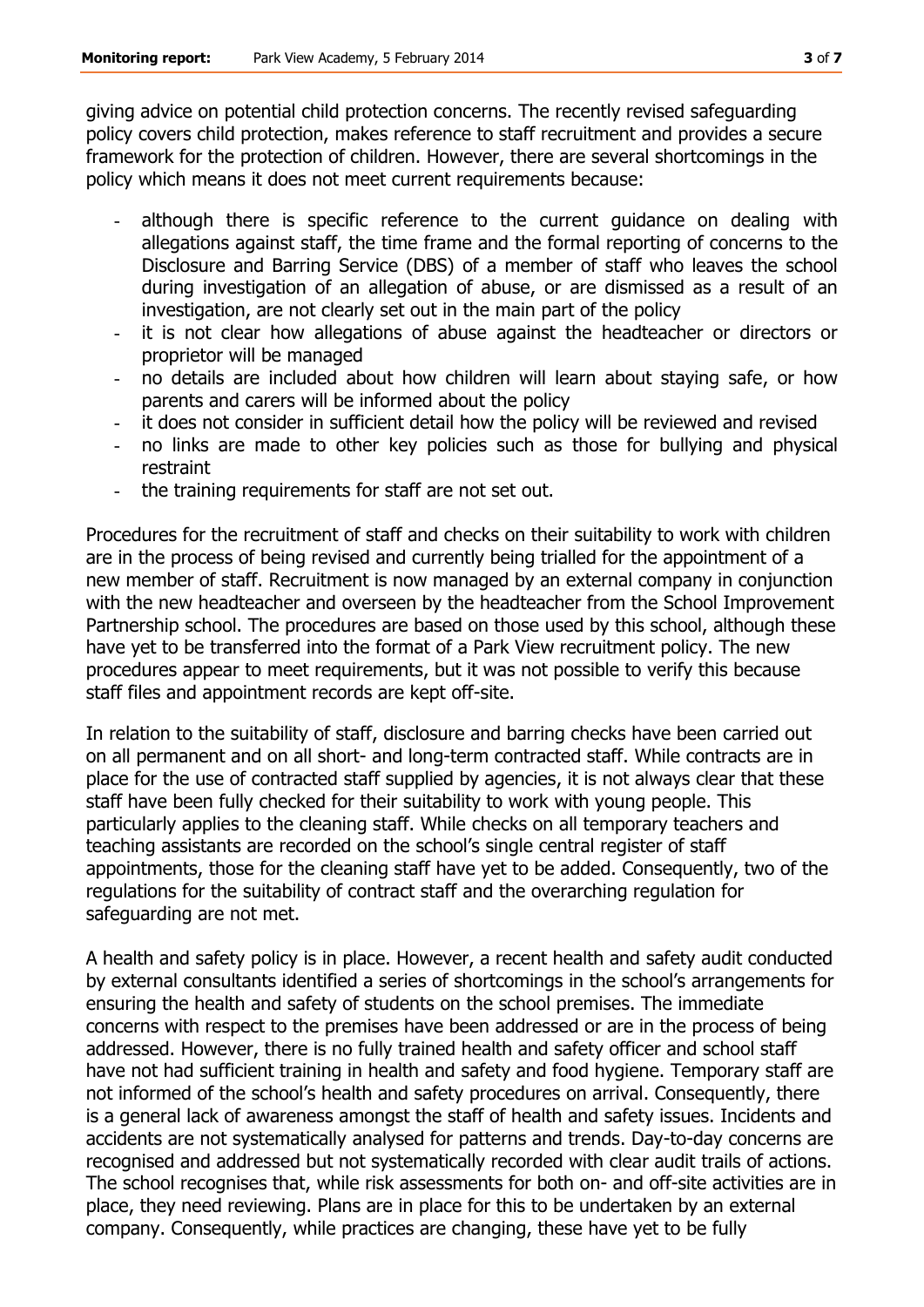giving advice on potential child protection concerns. The recently revised safeguarding policy covers child protection, makes reference to staff recruitment and provides a secure framework for the protection of children. However, there are several shortcomings in the policy which means it does not meet current requirements because:

- although there is specific reference to the current guidance on dealing with allegations against staff, the time frame and the formal reporting of concerns to the Disclosure and Barring Service (DBS) of a member of staff who leaves the school during investigation of an allegation of abuse, or are dismissed as a result of an investigation, are not clearly set out in the main part of the policy
- it is not clear how allegations of abuse against the headteacher or directors or proprietor will be managed
- no details are included about how children will learn about staying safe, or how parents and carers will be informed about the policy
- it does not consider in sufficient detail how the policy will be reviewed and revised
- no links are made to other key policies such as those for bullying and physical restraint
- the training requirements for staff are not set out.

Procedures for the recruitment of staff and checks on their suitability to work with children are in the process of being revised and currently being trialled for the appointment of a new member of staff. Recruitment is now managed by an external company in conjunction with the new headteacher and overseen by the headteacher from the School Improvement Partnership school. The procedures are based on those used by this school, although these have yet to be transferred into the format of a Park View recruitment policy. The new procedures appear to meet requirements, but it was not possible to verify this because staff files and appointment records are kept off-site.

In relation to the suitability of staff, disclosure and barring checks have been carried out on all permanent and on all short- and long-term contracted staff. While contracts are in place for the use of contracted staff supplied by agencies, it is not always clear that these staff have been fully checked for their suitability to work with young people. This particularly applies to the cleaning staff. While checks on all temporary teachers and teaching assistants are recorded on the school's single central register of staff appointments, those for the cleaning staff have yet to be added. Consequently, two of the regulations for the suitability of contract staff and the overarching regulation for safeguarding are not met.

A health and safety policy is in place. However, a recent health and safety audit conducted by external consultants identified a series of shortcomings in the school's arrangements for ensuring the health and safety of students on the school premises. The immediate concerns with respect to the premises have been addressed or are in the process of being addressed. However, there is no fully trained health and safety officer and school staff have not had sufficient training in health and safety and food hygiene. Temporary staff are not informed of the school's health and safety procedures on arrival. Consequently, there is a general lack of awareness amongst the staff of health and safety issues. Incidents and accidents are not systematically analysed for patterns and trends. Day-to-day concerns are recognised and addressed but not systematically recorded with clear audit trails of actions. The school recognises that, while risk assessments for both on- and off-site activities are in place, they need reviewing. Plans are in place for this to be undertaken by an external company. Consequently, while practices are changing, these have yet to be fully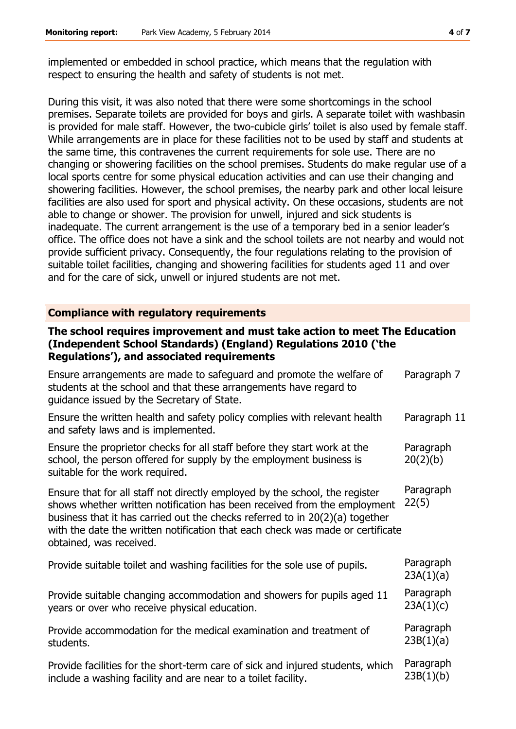implemented or embedded in school practice, which means that the regulation with respect to ensuring the health and safety of students is not met.

During this visit, it was also noted that there were some shortcomings in the school premises. Separate toilets are provided for boys and girls. A separate toilet with washbasin is provided for male staff. However, the two-cubicle girls' toilet is also used by female staff. While arrangements are in place for these facilities not to be used by staff and students at the same time, this contravenes the current requirements for sole use. There are no changing or showering facilities on the school premises. Students do make regular use of a local sports centre for some physical education activities and can use their changing and showering facilities. However, the school premises, the nearby park and other local leisure facilities are also used for sport and physical activity. On these occasions, students are not able to change or shower. The provision for unwell, injured and sick students is inadequate. The current arrangement is the use of a temporary bed in a senior leader's office. The office does not have a sink and the school toilets are not nearby and would not provide sufficient privacy. Consequently, the four regulations relating to the provision of suitable toilet facilities, changing and showering facilities for students aged 11 and over and for the care of sick, unwell or injured students are not met.

## Compliance with regulatory requirements

### The school requires improvement and must take action to meet The Education (Independent School Standards) (England) Regulations 2010 ('the Regulations'), and associated requirements

| | |
|---|---|
| Ensure arrangements are made to safeguard and promote the welfare of students at the school and that these arrangements have regard to guidance issued by the Secretary of State. | Paragraph 7 |
| Ensure the written health and safety policy complies with relevant health and safety laws and is implemented. | Paragraph 11 |
| Ensure the proprietor checks for all staff before they start work at the school, the person offered for supply by the employment business is suitable for the work required. | Paragraph 20(2)(b) |
| Ensure that for all staff not directly employed by the school, the register shows whether written notification has been received from the employment business that it has carried out the checks referred to in 20(2)(a) together with the date the written notification that each check was made or certificate obtained, was received. | Paragraph 22(5) |
| Provide suitable toilet and washing facilities for the sole use of pupils. | Paragraph 23A(1)(a) |
| Provide suitable changing accommodation and showers for pupils aged 11 years or over who receive physical education. | Paragraph 23A(1)(c) |
| Provide accommodation for the medical examination and treatment of students. | Paragraph 23B(1)(a) |
| Provide facilities for the short-term care of sick and injured students, which include a washing facility and are near to a toilet facility. | Paragraph 23B(1)(b) |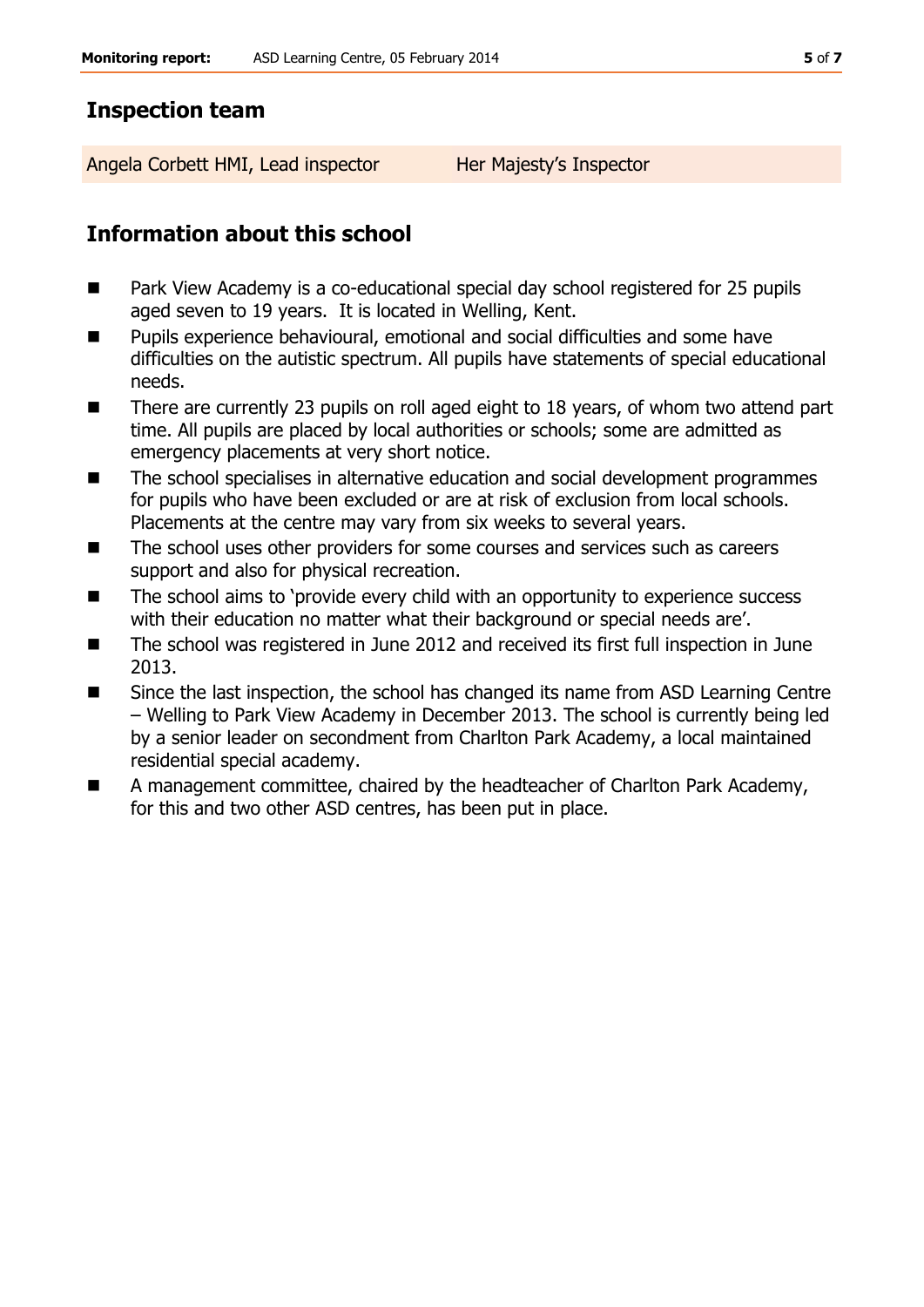## Inspection team

| Angela Corbett HMI, Lead inspector | Her Majesty's Inspector |
| --- | --- |

## Information about this school

- Park View Academy is a co-educational special day school registered for 25 pupils aged seven to 19 years. It is located in Welling, Kent.
- Pupils experience behavioural, emotional and social difficulties and some have difficulties on the autistic spectrum. All pupils have statements of special educational needs.
- There are currently 23 pupils on roll aged eight to 18 years, of whom two attend part time. All pupils are placed by local authorities or schools; some are admitted as emergency placements at very short notice.
- The school specialises in alternative education and social development programmes for pupils who have been excluded or are at risk of exclusion from local schools. Placements at the centre may vary from six weeks to several years.
- The school uses other providers for some courses and services such as careers support and also for physical recreation.
- The school aims to 'provide every child with an opportunity to experience success with their education no matter what their background or special needs are'.
- The school was registered in June 2012 and received its first full inspection in June 2013.
- Since the last inspection, the school has changed its name from ASD Learning Centre – Welling to Park View Academy in December 2013. The school is currently being led by a senior leader on secondment from Charlton Park Academy, a local maintained residential special academy.
- A management committee, chaired by the headteacher of Charlton Park Academy, for this and two other ASD centres, has been put in place.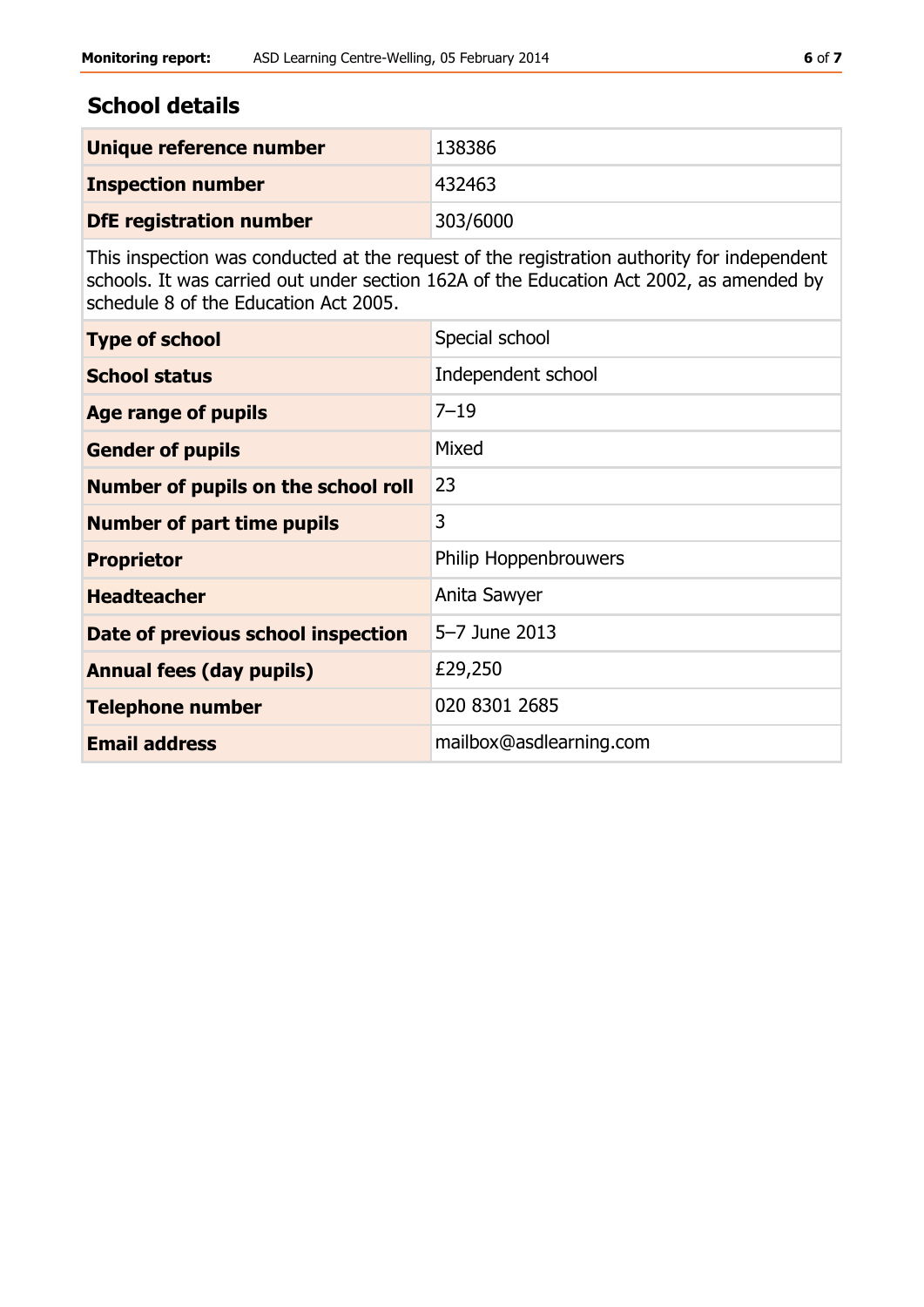## School details

| | |
|---|---|
| **Unique reference number** | 138386 |
| **Inspection number** | 432463 |
| **DfE registration number** | 303/6000 |

This inspection was conducted at the request of the registration authority for independent schools. It was carried out under section 162A of the Education Act 2002, as amended by schedule 8 of the Education Act 2005.

| | |
|---|---|
| **Type of school** | Special school |
| **School status** | Independent school |
| **Age range of pupils** | 7–19 |
| **Gender of pupils** | Mixed |
| **Number of pupils on the school roll** | 23 |
| **Number of part time pupils** | 3 |
| **Proprietor** | Philip Hoppenbrouwers |
| **Headteacher** | Anita Sawyer |
| **Date of previous school inspection** | 5–7 June 2013 |
| **Annual fees (day pupils)** | £29,250 |
| **Telephone number** | 020 8301 2685 |
| **Email address** | mailbox@asdlearning.com |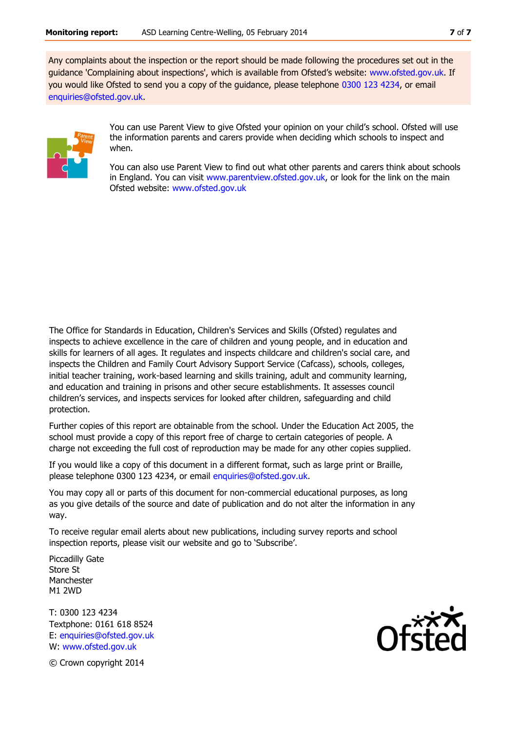Any complaints about the inspection or the report should be made following the procedures set out in the guidance 'Complaining about inspections', which is available from Ofsted's website: www.ofsted.gov.uk. If you would like Ofsted to send you a copy of the guidance, please telephone 0300 123 4234, or email enquiries@ofsted.gov.uk.

You can use Parent View to give Ofsted your opinion on your child's school. Ofsted will use the information parents and carers provide when deciding which schools to inspect and when.

You can also use Parent View to find out what other parents and carers think about schools in England. You can visit www.parentview.ofsted.gov.uk, or look for the link on the main Ofsted website: www.ofsted.gov.uk

The Office for Standards in Education, Children's Services and Skills (Ofsted) regulates and inspects to achieve excellence in the care of children and young people, and in education and skills for learners of all ages. It regulates and inspects childcare and children's social care, and inspects the Children and Family Court Advisory Support Service (Cafcass), schools, colleges, initial teacher training, work-based learning and skills training, adult and community learning, and education and training in prisons and other secure establishments. It assesses council children's services, and inspects services for looked after children, safeguarding and child protection.

Further copies of this report are obtainable from the school. Under the Education Act 2005, the school must provide a copy of this report free of charge to certain categories of people. A charge not exceeding the full cost of reproduction may be made for any other copies supplied.

If you would like a copy of this document in a different format, such as large print or Braille, please telephone 0300 123 4234, or email enquiries@ofsted.gov.uk.

You may copy all or parts of this document for non-commercial educational purposes, as long as you give details of the source and date of publication and do not alter the information in any way.

To receive regular email alerts about new publications, including survey reports and school inspection reports, please visit our website and go to 'Subscribe'.

Piccadilly Gate
Store St
Manchester
M1 2WD

T: 0300 123 4234
Textphone: 0161 618 8524
E: enquiries@ofsted.gov.uk
W: www.ofsted.gov.uk

© Crown copyright 2014